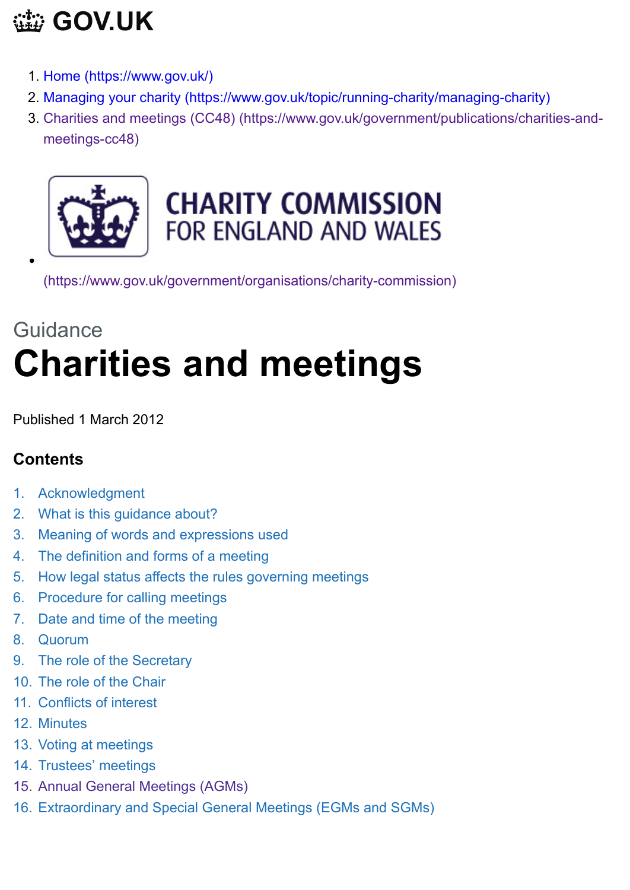# GOV.UK

1. Home (https://www.gov.uk/)
2. Managing your charity (https://www.gov.uk/topic/running-charity/managing-charity)
3. Charities and meetings (CC48) (https://www.gov.uk/government/publications/charities-and-meetings-cc48)

- CHARITY COMMISSION FOR ENGLAND AND WALES (https://www.gov.uk/government/organisations/charity-commission)

Guidance

# Charities and meetings

Published 1 March 2012

## Contents

1. Acknowledgment
2. What is this guidance about?
3. Meaning of words and expressions used
4. The definition and forms of a meeting
5. How legal status affects the rules governing meetings
6. Procedure for calling meetings
7. Date and time of the meeting
8. Quorum
9. The role of the Secretary
10. The role of the Chair
11. Conflicts of interest
12. Minutes
13. Voting at meetings
14. Trustees' meetings
15. Annual General Meetings (AGMs)
16. Extraordinary and Special General Meetings (EGMs and SGMs)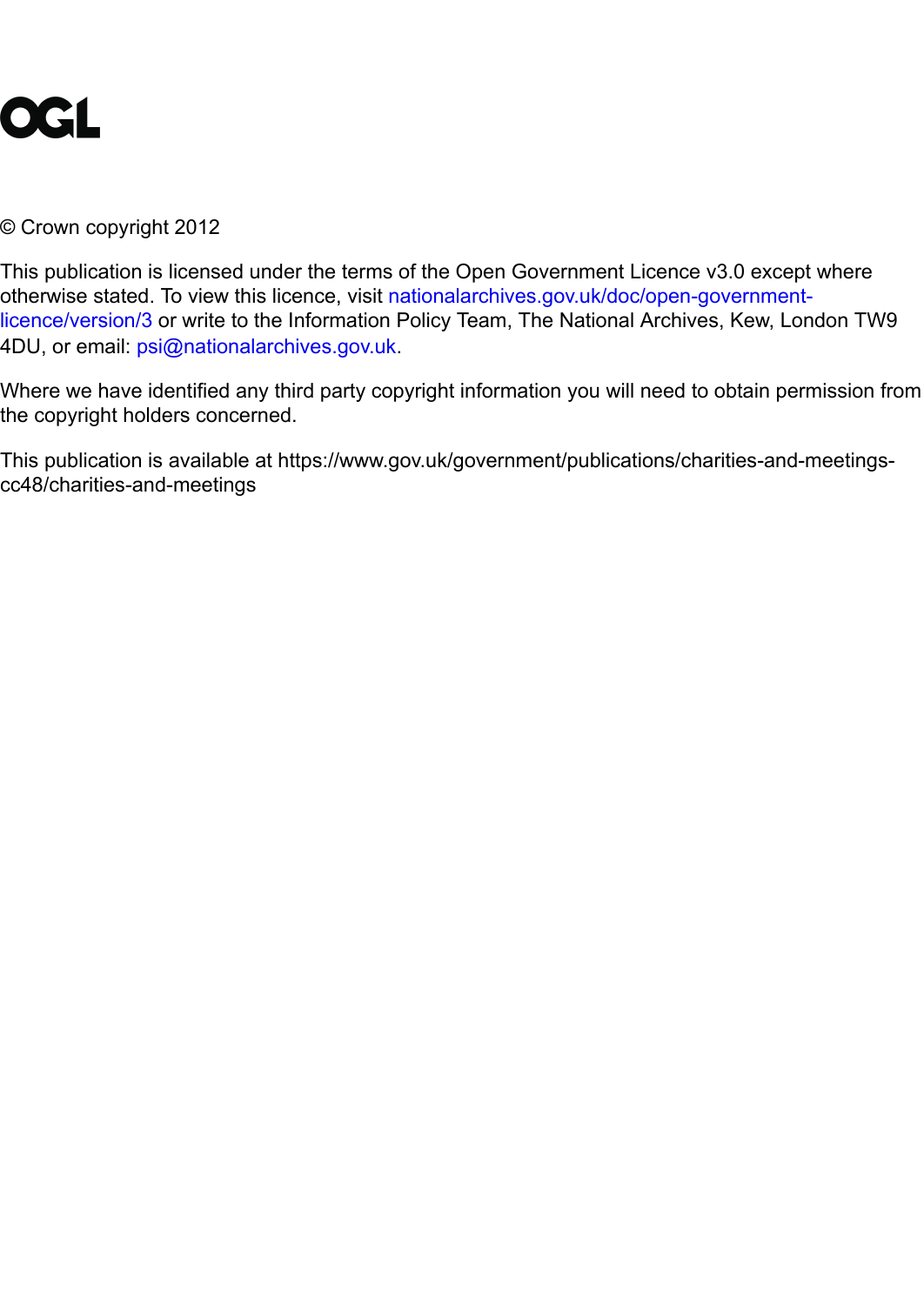OGL

© Crown copyright 2012

This publication is licensed under the terms of the Open Government Licence v3.0 except where otherwise stated. To view this licence, visit nationalarchives.gov.uk/doc/open-government-licence/version/3 or write to the Information Policy Team, The National Archives, Kew, London TW9 4DU, or email: psi@nationalarchives.gov.uk.

Where we have identified any third party copyright information you will need to obtain permission from the copyright holders concerned.

This publication is available at https://www.gov.uk/government/publications/charities-and-meetings-cc48/charities-and-meetings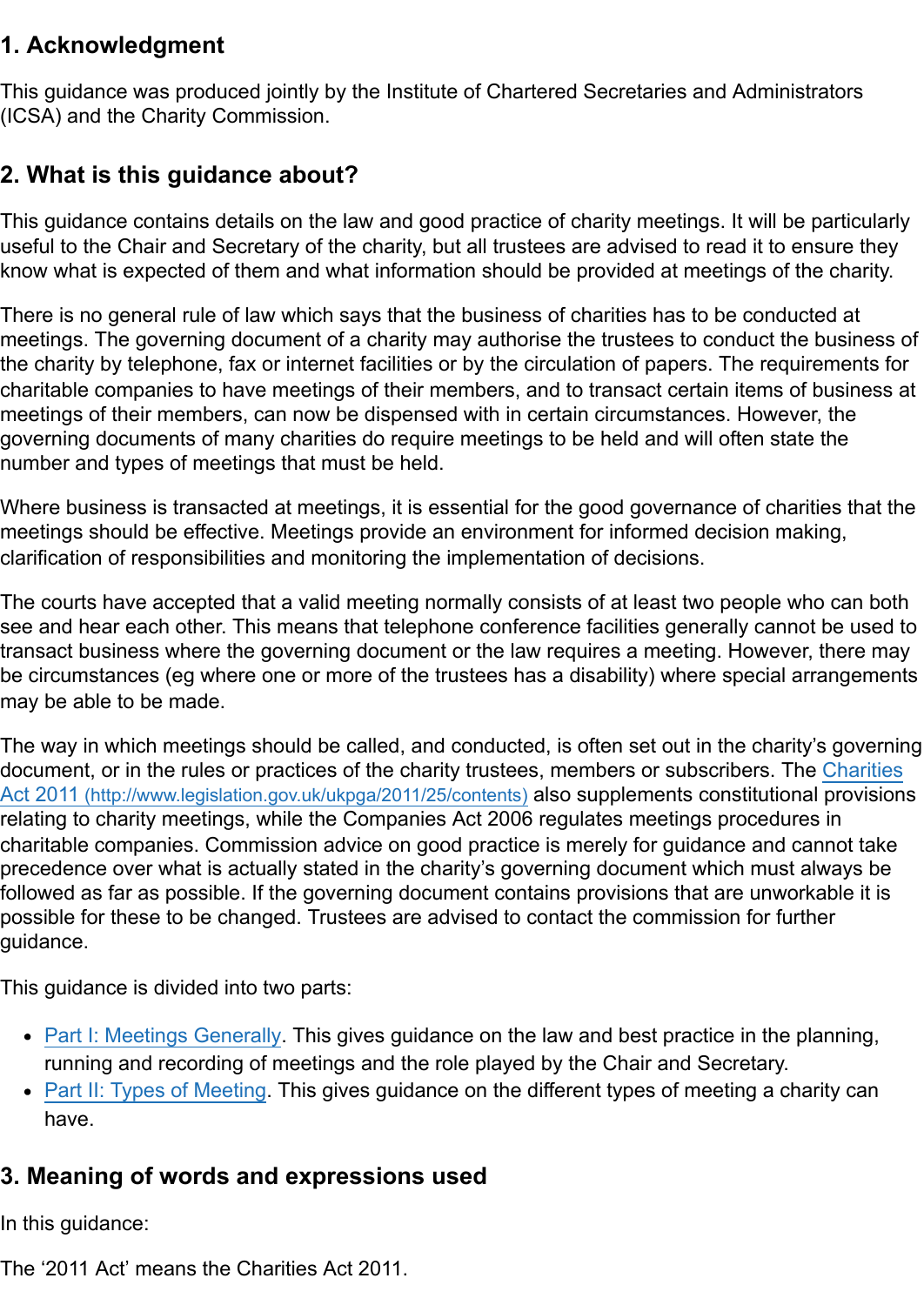## 1. Acknowledgment

This guidance was produced jointly by the Institute of Chartered Secretaries and Administrators (ICSA) and the Charity Commission.

## 2. What is this guidance about?

This guidance contains details on the law and good practice of charity meetings. It will be particularly useful to the Chair and Secretary of the charity, but all trustees are advised to read it to ensure they know what is expected of them and what information should be provided at meetings of the charity.

There is no general rule of law which says that the business of charities has to be conducted at meetings. The governing document of a charity may authorise the trustees to conduct the business of the charity by telephone, fax or internet facilities or by the circulation of papers. The requirements for charitable companies to have meetings of their members, and to transact certain items of business at meetings of their members, can now be dispensed with in certain circumstances. However, the governing documents of many charities do require meetings to be held and will often state the number and types of meetings that must be held.

Where business is transacted at meetings, it is essential for the good governance of charities that the meetings should be effective. Meetings provide an environment for informed decision making, clarification of responsibilities and monitoring the implementation of decisions.

The courts have accepted that a valid meeting normally consists of at least two people who can both see and hear each other. This means that telephone conference facilities generally cannot be used to transact business where the governing document or the law requires a meeting. However, there may be circumstances (eg where one or more of the trustees has a disability) where special arrangements may be able to be made.

The way in which meetings should be called, and conducted, is often set out in the charity's governing document, or in the rules or practices of the charity trustees, members or subscribers. The [Charities Act 2011 (http://www.legislation.gov.uk/ukpga/2011/25/contents)](http://www.legislation.gov.uk/ukpga/2011/25/contents) also supplements constitutional provisions relating to charity meetings, while the Companies Act 2006 regulates meetings procedures in charitable companies. Commission advice on good practice is merely for guidance and cannot take precedence over what is actually stated in the charity's governing document which must always be followed as far as possible. If the governing document contains provisions that are unworkable it is possible for these to be changed. Trustees are advised to contact the commission for further guidance.

This guidance is divided into two parts:

- Part I: Meetings Generally. This gives guidance on the law and best practice in the planning, running and recording of meetings and the role played by the Chair and Secretary.
- Part II: Types of Meeting. This gives guidance on the different types of meeting a charity can have.

## 3. Meaning of words and expressions used

In this guidance:

The '2011 Act' means the Charities Act 2011.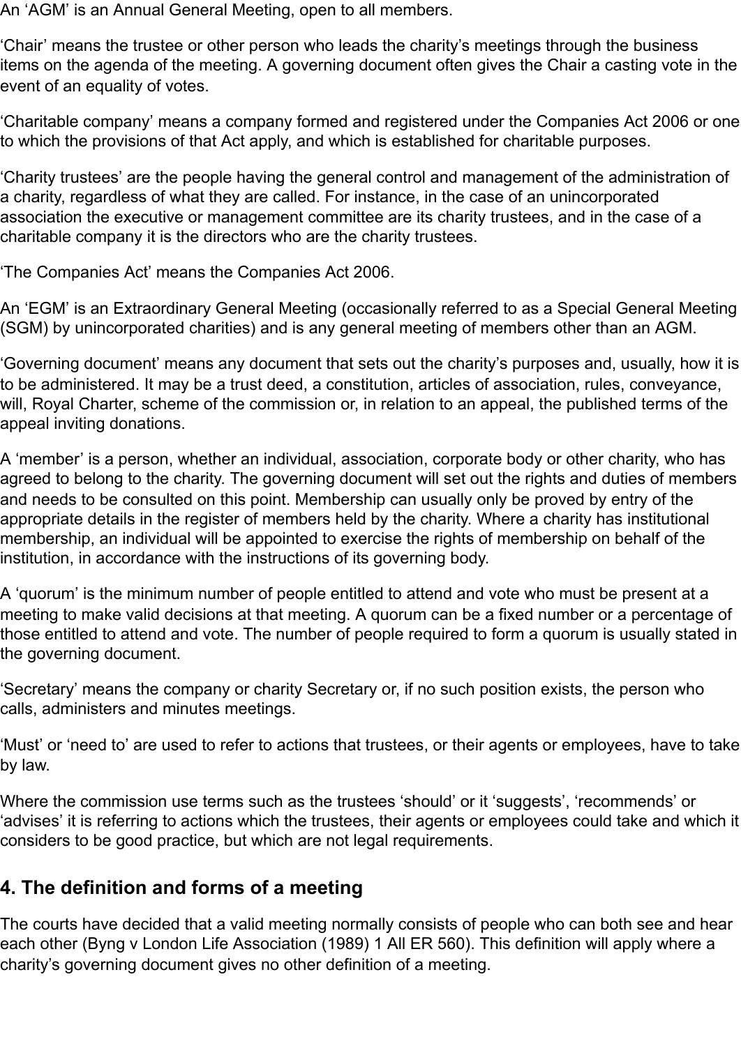An ‘AGM’ is an Annual General Meeting, open to all members.

‘Chair’ means the trustee or other person who leads the charity’s meetings through the business items on the agenda of the meeting. A governing document often gives the Chair a casting vote in the event of an equality of votes.

‘Charitable company’ means a company formed and registered under the Companies Act 2006 or one to which the provisions of that Act apply, and which is established for charitable purposes.

‘Charity trustees’ are the people having the general control and management of the administration of a charity, regardless of what they are called. For instance, in the case of an unincorporated association the executive or management committee are its charity trustees, and in the case of a charitable company it is the directors who are the charity trustees.

‘The Companies Act’ means the Companies Act 2006.

An ‘EGM’ is an Extraordinary General Meeting (occasionally referred to as a Special General Meeting (SGM) by unincorporated charities) and is any general meeting of members other than an AGM.

‘Governing document’ means any document that sets out the charity’s purposes and, usually, how it is to be administered. It may be a trust deed, a constitution, articles of association, rules, conveyance, will, Royal Charter, scheme of the commission or, in relation to an appeal, the published terms of the appeal inviting donations.

A ‘member’ is a person, whether an individual, association, corporate body or other charity, who has agreed to belong to the charity. The governing document will set out the rights and duties of members and needs to be consulted on this point. Membership can usually only be proved by entry of the appropriate details in the register of members held by the charity. Where a charity has institutional membership, an individual will be appointed to exercise the rights of membership on behalf of the institution, in accordance with the instructions of its governing body.

A ‘quorum’ is the minimum number of people entitled to attend and vote who must be present at a meeting to make valid decisions at that meeting. A quorum can be a fixed number or a percentage of those entitled to attend and vote. The number of people required to form a quorum is usually stated in the governing document.

‘Secretary’ means the company or charity Secretary or, if no such position exists, the person who calls, administers and minutes meetings.

‘Must’ or ‘need to’ are used to refer to actions that trustees, or their agents or employees, have to take by law.

Where the commission use terms such as the trustees ‘should’ or it ‘suggests’, ‘recommends’ or ‘advises’ it is referring to actions which the trustees, their agents or employees could take and which it considers to be good practice, but which are not legal requirements.

## 4. The definition and forms of a meeting

The courts have decided that a valid meeting normally consists of people who can both see and hear each other (Byng v London Life Association (1989) 1 All ER 560). This definition will apply where a charity’s governing document gives no other definition of a meeting.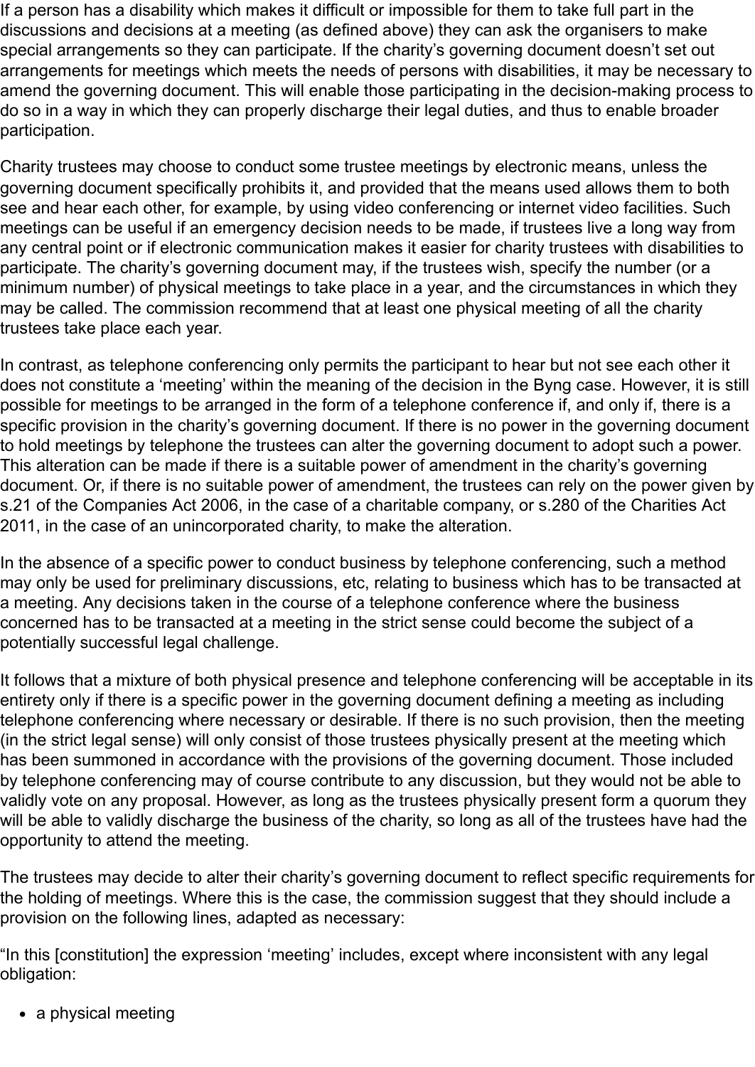If a person has a disability which makes it difficult or impossible for them to take full part in the discussions and decisions at a meeting (as defined above) they can ask the organisers to make special arrangements so they can participate. If the charity's governing document doesn't set out arrangements for meetings which meets the needs of persons with disabilities, it may be necessary to amend the governing document. This will enable those participating in the decision-making process to do so in a way in which they can properly discharge their legal duties, and thus to enable broader participation.

Charity trustees may choose to conduct some trustee meetings by electronic means, unless the governing document specifically prohibits it, and provided that the means used allows them to both see and hear each other, for example, by using video conferencing or internet video facilities. Such meetings can be useful if an emergency decision needs to be made, if trustees live a long way from any central point or if electronic communication makes it easier for charity trustees with disabilities to participate. The charity's governing document may, if the trustees wish, specify the number (or a minimum number) of physical meetings to take place in a year, and the circumstances in which they may be called. The commission recommend that at least one physical meeting of all the charity trustees take place each year.

In contrast, as telephone conferencing only permits the participant to hear but not see each other it does not constitute a 'meeting' within the meaning of the decision in the Byng case. However, it is still possible for meetings to be arranged in the form of a telephone conference if, and only if, there is a specific provision in the charity's governing document. If there is no power in the governing document to hold meetings by telephone the trustees can alter the governing document to adopt such a power. This alteration can be made if there is a suitable power of amendment in the charity's governing document. Or, if there is no suitable power of amendment, the trustees can rely on the power given by s.21 of the Companies Act 2006, in the case of a charitable company, or s.280 of the Charities Act 2011, in the case of an unincorporated charity, to make the alteration.

In the absence of a specific power to conduct business by telephone conferencing, such a method may only be used for preliminary discussions, etc, relating to business which has to be transacted at a meeting. Any decisions taken in the course of a telephone conference where the business concerned has to be transacted at a meeting in the strict sense could become the subject of a potentially successful legal challenge.

It follows that a mixture of both physical presence and telephone conferencing will be acceptable in its entirety only if there is a specific power in the governing document defining a meeting as including telephone conferencing where necessary or desirable. If there is no such provision, then the meeting (in the strict legal sense) will only consist of those trustees physically present at the meeting which has been summoned in accordance with the provisions of the governing document. Those included by telephone conferencing may of course contribute to any discussion, but they would not be able to validly vote on any proposal. However, as long as the trustees physically present form a quorum they will be able to validly discharge the business of the charity, so long as all of the trustees have had the opportunity to attend the meeting.

The trustees may decide to alter their charity's governing document to reflect specific requirements for the holding of meetings. Where this is the case, the commission suggest that they should include a provision on the following lines, adapted as necessary:

"In this [constitution] the expression 'meeting' includes, except where inconsistent with any legal obligation:

- a physical meeting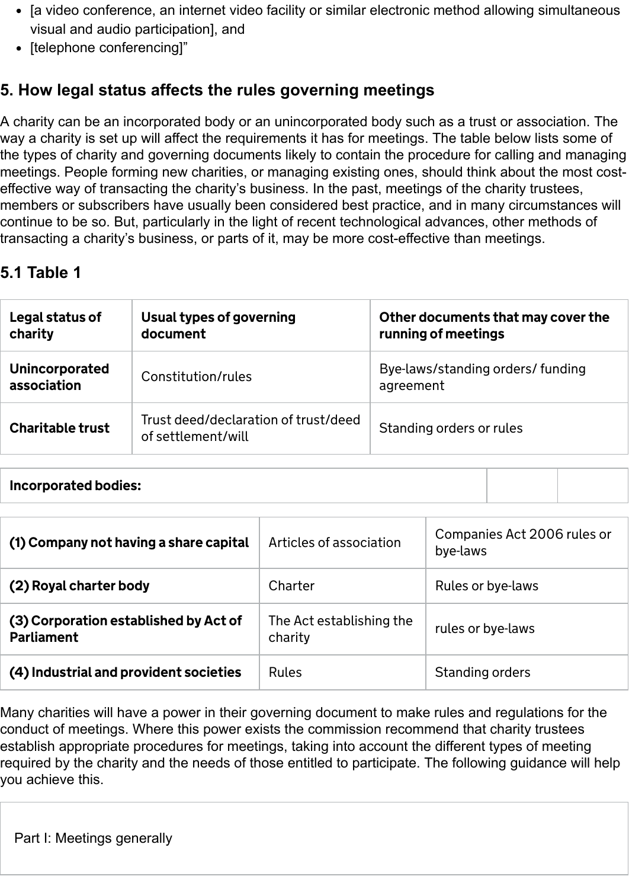- [a video conference, an internet video facility or similar electronic method allowing simultaneous visual and audio participation], and
- [telephone conferencing]"

## 5. How legal status affects the rules governing meetings

A charity can be an incorporated body or an unincorporated body such as a trust or association. The way a charity is set up will affect the requirements it has for meetings. The table below lists some of the types of charity and governing documents likely to contain the procedure for calling and managing meetings. People forming new charities, or managing existing ones, should think about the most cost-effective way of transacting the charity's business. In the past, meetings of the charity trustees, members or subscribers have usually been considered best practice, and in many circumstances will continue to be so. But, particularly in the light of recent technological advances, other methods of transacting a charity's business, or parts of it, may be more cost-effective than meetings.

### 5.1 Table 1

| Legal status of charity | Usual types of governing document | Other documents that may cover the running of meetings |
|---|---|---|
| **Unincorporated association** | Constitution/rules | Bye-laws/standing orders/ funding agreement |
| **Charitable trust** | Trust deed/declaration of trust/deed of settlement/will | Standing orders or rules |
| **Incorporated bodies:** | | |
| **(1) Company not having a share capital** | Articles of association | Companies Act 2006 rules or bye-laws |
| **(2) Royal charter body** | Charter | Rules or bye-laws |
| **(3) Corporation established by Act of Parliament** | The Act establishing the charity | rules or bye-laws |
| **(4) Industrial and provident societies** | Rules | Standing orders |

Many charities will have a power in their governing document to make rules and regulations for the conduct of meetings. Where this power exists the commission recommend that charity trustees establish appropriate procedures for meetings, taking into account the different types of meeting required by the charity and the needs of those entitled to participate. The following guidance will help you achieve this.

Part I: Meetings generally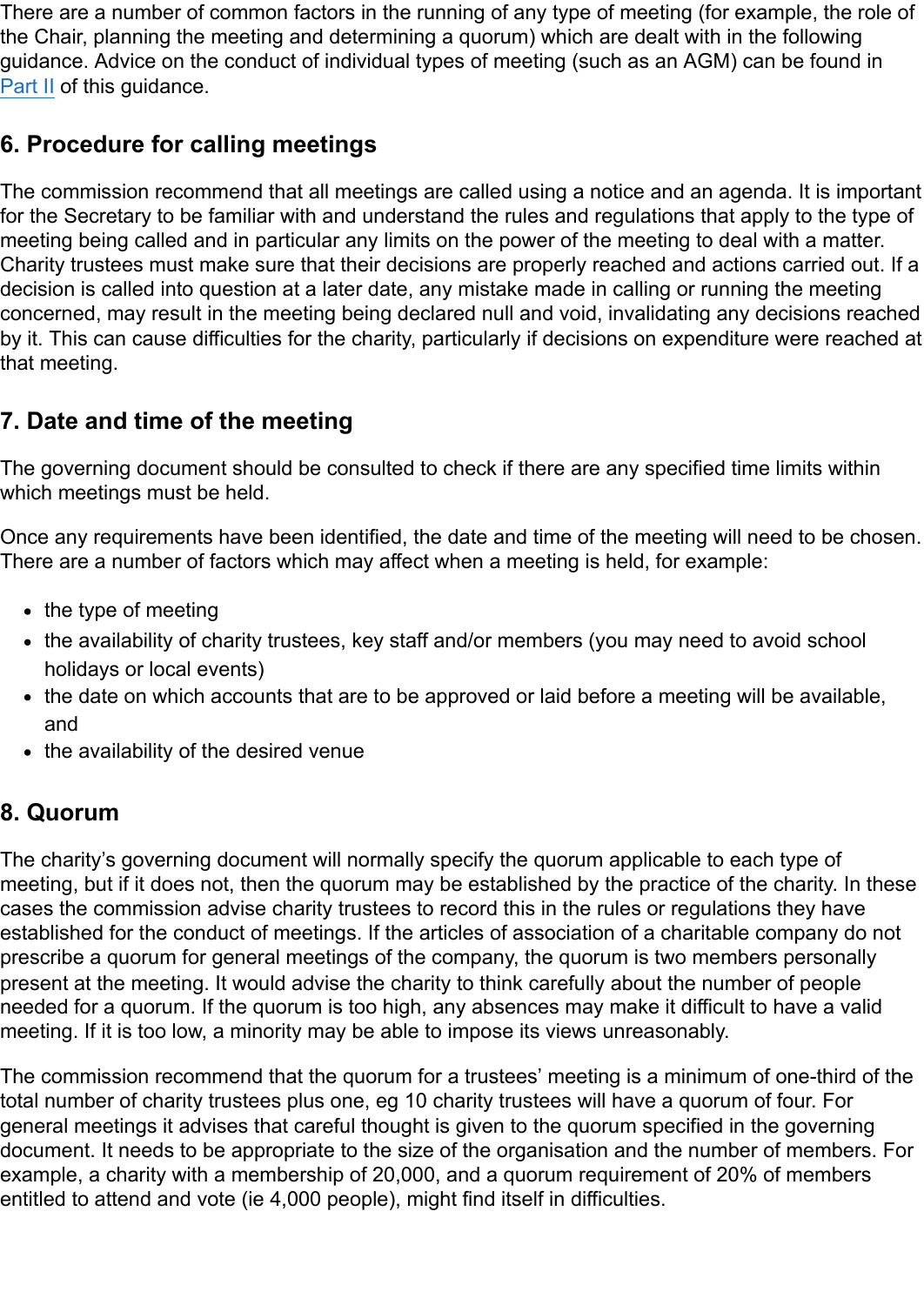There are a number of common factors in the running of any type of meeting (for example, the role of the Chair, planning the meeting and determining a quorum) which are dealt with in the following guidance. Advice on the conduct of individual types of meeting (such as an AGM) can be found in Part II of this guidance.

## 6. Procedure for calling meetings

The commission recommend that all meetings are called using a notice and an agenda. It is important for the Secretary to be familiar with and understand the rules and regulations that apply to the type of meeting being called and in particular any limits on the power of the meeting to deal with a matter. Charity trustees must make sure that their decisions are properly reached and actions carried out. If a decision is called into question at a later date, any mistake made in calling or running the meeting concerned, may result in the meeting being declared null and void, invalidating any decisions reached by it. This can cause difficulties for the charity, particularly if decisions on expenditure were reached at that meeting.

## 7. Date and time of the meeting

The governing document should be consulted to check if there are any specified time limits within which meetings must be held.

Once any requirements have been identified, the date and time of the meeting will need to be chosen. There are a number of factors which may affect when a meeting is held, for example:

- the type of meeting
- the availability of charity trustees, key staff and/or members (you may need to avoid school holidays or local events)
- the date on which accounts that are to be approved or laid before a meeting will be available, and
- the availability of the desired venue

## 8. Quorum

The charity's governing document will normally specify the quorum applicable to each type of meeting, but if it does not, then the quorum may be established by the practice of the charity. In these cases the commission advise charity trustees to record this in the rules or regulations they have established for the conduct of meetings. If the articles of association of a charitable company do not prescribe a quorum for general meetings of the company, the quorum is two members personally present at the meeting. It would advise the charity to think carefully about the number of people needed for a quorum. If the quorum is too high, any absences may make it difficult to have a valid meeting. If it is too low, a minority may be able to impose its views unreasonably.

The commission recommend that the quorum for a trustees' meeting is a minimum of one-third of the total number of charity trustees plus one, eg 10 charity trustees will have a quorum of four. For general meetings it advises that careful thought is given to the quorum specified in the governing document. It needs to be appropriate to the size of the organisation and the number of members. For example, a charity with a membership of 20,000, and a quorum requirement of 20% of members entitled to attend and vote (ie 4,000 people), might find itself in difficulties.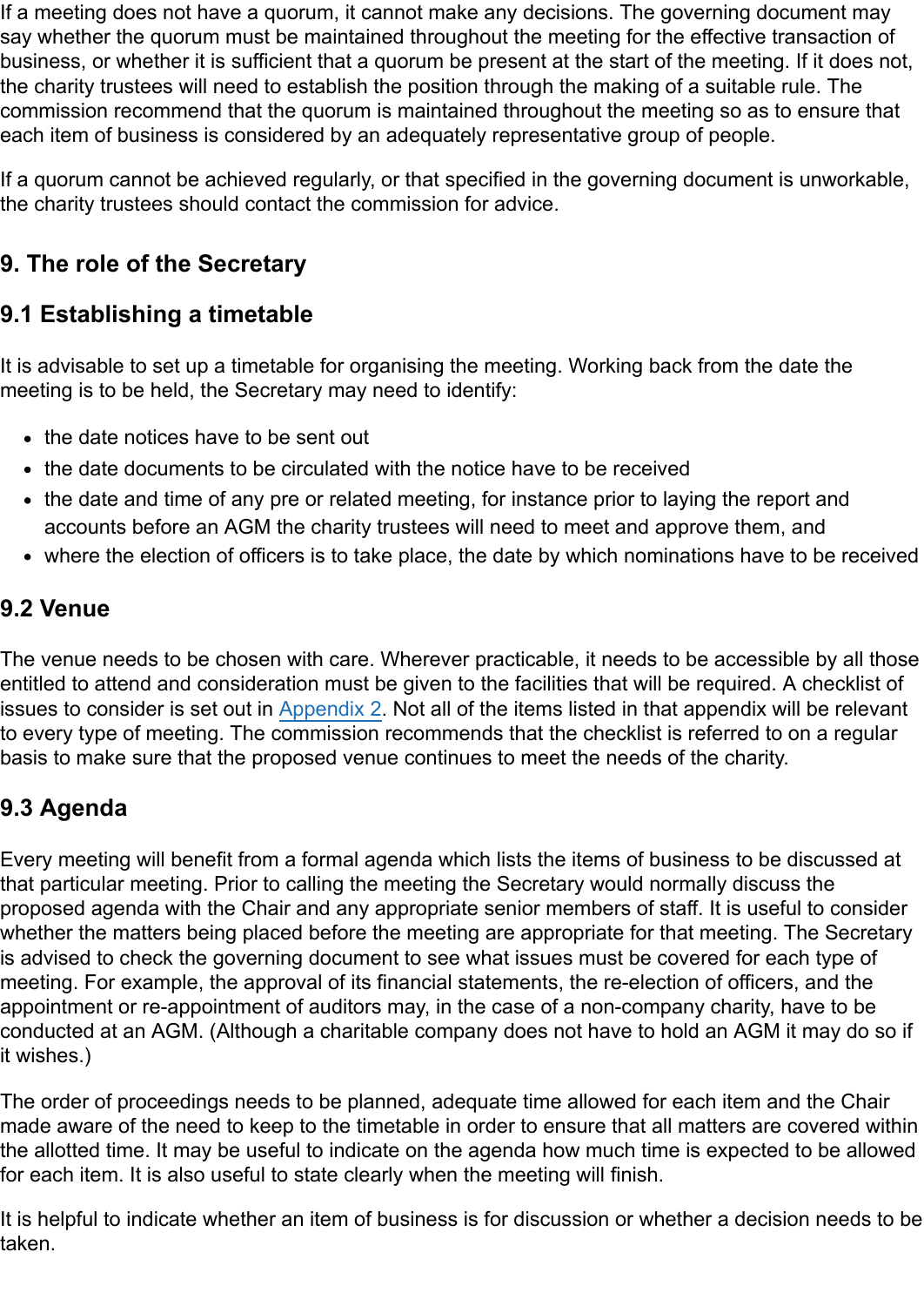If a meeting does not have a quorum, it cannot make any decisions. The governing document may say whether the quorum must be maintained throughout the meeting for the effective transaction of business, or whether it is sufficient that a quorum be present at the start of the meeting. If it does not, the charity trustees will need to establish the position through the making of a suitable rule. The commission recommend that the quorum is maintained throughout the meeting so as to ensure that each item of business is considered by an adequately representative group of people.

If a quorum cannot be achieved regularly, or that specified in the governing document is unworkable, the charity trustees should contact the commission for advice.

## 9. The role of the Secretary

### 9.1 Establishing a timetable

It is advisable to set up a timetable for organising the meeting. Working back from the date the meeting is to be held, the Secretary may need to identify:

- the date notices have to be sent out
- the date documents to be circulated with the notice have to be received
- the date and time of any pre or related meeting, for instance prior to laying the report and accounts before an AGM the charity trustees will need to meet and approve them, and
- where the election of officers is to take place, the date by which nominations have to be received

### 9.2 Venue

The venue needs to be chosen with care. Wherever practicable, it needs to be accessible by all those entitled to attend and consideration must be given to the facilities that will be required. A checklist of issues to consider is set out in Appendix 2. Not all of the items listed in that appendix will be relevant to every type of meeting. The commission recommends that the checklist is referred to on a regular basis to make sure that the proposed venue continues to meet the needs of the charity.

### 9.3 Agenda

Every meeting will benefit from a formal agenda which lists the items of business to be discussed at that particular meeting. Prior to calling the meeting the Secretary would normally discuss the proposed agenda with the Chair and any appropriate senior members of staff. It is useful to consider whether the matters being placed before the meeting are appropriate for that meeting. The Secretary is advised to check the governing document to see what issues must be covered for each type of meeting. For example, the approval of its financial statements, the re-election of officers, and the appointment or re-appointment of auditors may, in the case of a non-company charity, have to be conducted at an AGM. (Although a charitable company does not have to hold an AGM it may do so if it wishes.)

The order of proceedings needs to be planned, adequate time allowed for each item and the Chair made aware of the need to keep to the timetable in order to ensure that all matters are covered within the allotted time. It may be useful to indicate on the agenda how much time is expected to be allowed for each item. It is also useful to state clearly when the meeting will finish.

It is helpful to indicate whether an item of business is for discussion or whether a decision needs to be taken.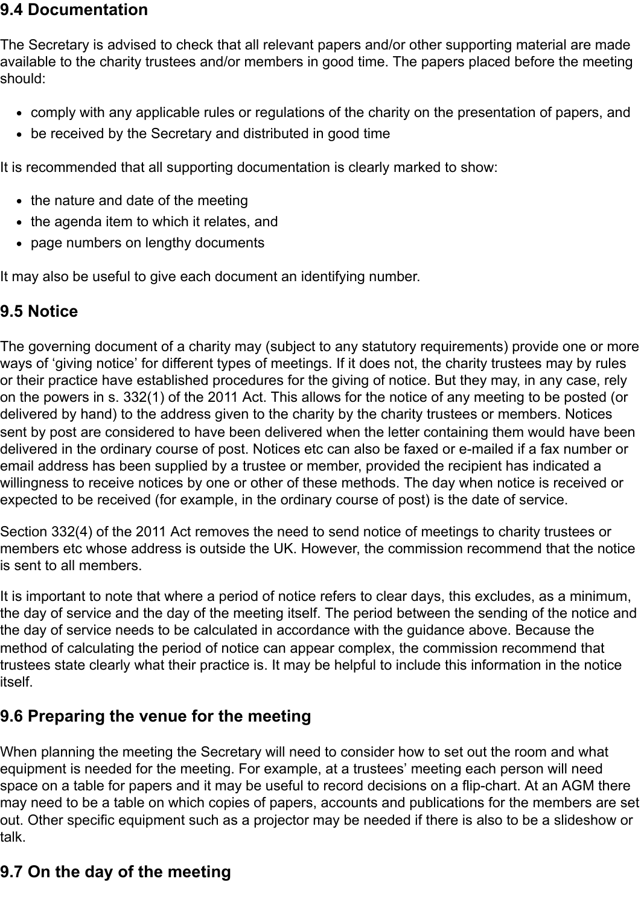### 9.4 Documentation

The Secretary is advised to check that all relevant papers and/or other supporting material are made available to the charity trustees and/or members in good time. The papers placed before the meeting should:

- comply with any applicable rules or regulations of the charity on the presentation of papers, and
- be received by the Secretary and distributed in good time

It is recommended that all supporting documentation is clearly marked to show:

- the nature and date of the meeting
- the agenda item to which it relates, and
- page numbers on lengthy documents

It may also be useful to give each document an identifying number.

### 9.5 Notice

The governing document of a charity may (subject to any statutory requirements) provide one or more ways of 'giving notice' for different types of meetings. If it does not, the charity trustees may by rules or their practice have established procedures for the giving of notice. But they may, in any case, rely on the powers in s. 332(1) of the 2011 Act. This allows for the notice of any meeting to be posted (or delivered by hand) to the address given to the charity by the charity trustees or members. Notices sent by post are considered to have been delivered when the letter containing them would have been delivered in the ordinary course of post. Notices etc can also be faxed or e-mailed if a fax number or email address has been supplied by a trustee or member, provided the recipient has indicated a willingness to receive notices by one or other of these methods. The day when notice is received or expected to be received (for example, in the ordinary course of post) is the date of service.

Section 332(4) of the 2011 Act removes the need to send notice of meetings to charity trustees or members etc whose address is outside the UK. However, the commission recommend that the notice is sent to all members.

It is important to note that where a period of notice refers to clear days, this excludes, as a minimum, the day of service and the day of the meeting itself. The period between the sending of the notice and the day of service needs to be calculated in accordance with the guidance above. Because the method of calculating the period of notice can appear complex, the commission recommend that trustees state clearly what their practice is. It may be helpful to include this information in the notice itself.

### 9.6 Preparing the venue for the meeting

When planning the meeting the Secretary will need to consider how to set out the room and what equipment is needed for the meeting. For example, at a trustees' meeting each person will need space on a table for papers and it may be useful to record decisions on a flip-chart. At an AGM there may need to be a table on which copies of papers, accounts and publications for the members are set out. Other specific equipment such as a projector may be needed if there is also to be a slideshow or talk.

### 9.7 On the day of the meeting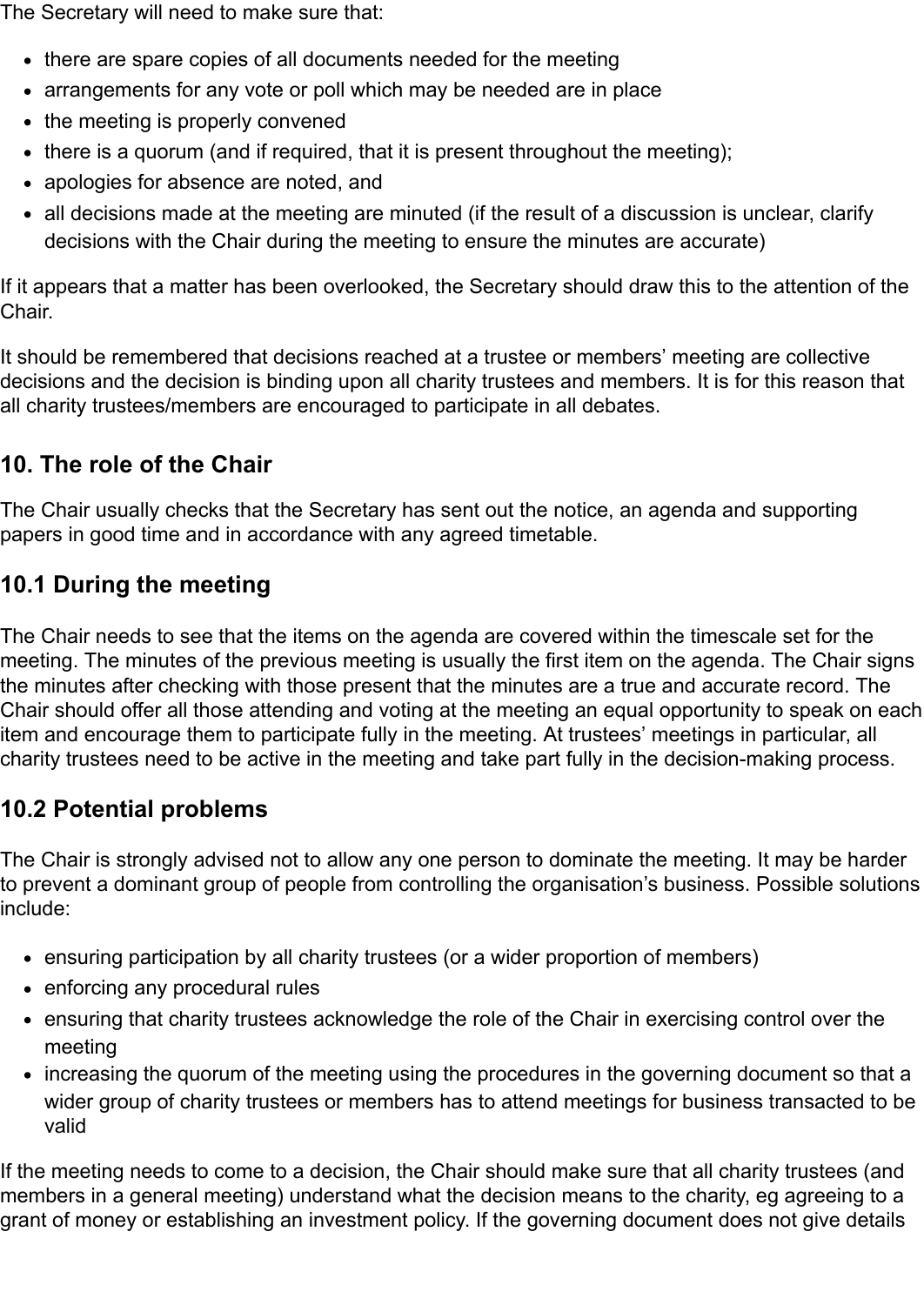The Secretary will need to make sure that:

- there are spare copies of all documents needed for the meeting
- arrangements for any vote or poll which may be needed are in place
- the meeting is properly convened
- there is a quorum (and if required, that it is present throughout the meeting);
- apologies for absence are noted, and
- all decisions made at the meeting are minuted (if the result of a discussion is unclear, clarify decisions with the Chair during the meeting to ensure the minutes are accurate)

If it appears that a matter has been overlooked, the Secretary should draw this to the attention of the Chair.

It should be remembered that decisions reached at a trustee or members' meeting are collective decisions and the decision is binding upon all charity trustees and members. It is for this reason that all charity trustees/members are encouraged to participate in all debates.

## 10. The role of the Chair

The Chair usually checks that the Secretary has sent out the notice, an agenda and supporting papers in good time and in accordance with any agreed timetable.

### 10.1 During the meeting

The Chair needs to see that the items on the agenda are covered within the timescale set for the meeting. The minutes of the previous meeting is usually the first item on the agenda. The Chair signs the minutes after checking with those present that the minutes are a true and accurate record. The Chair should offer all those attending and voting at the meeting an equal opportunity to speak on each item and encourage them to participate fully in the meeting. At trustees' meetings in particular, all charity trustees need to be active in the meeting and take part fully in the decision-making process.

### 10.2 Potential problems

The Chair is strongly advised not to allow any one person to dominate the meeting. It may be harder to prevent a dominant group of people from controlling the organisation's business. Possible solutions include:

- ensuring participation by all charity trustees (or a wider proportion of members)
- enforcing any procedural rules
- ensuring that charity trustees acknowledge the role of the Chair in exercising control over the meeting
- increasing the quorum of the meeting using the procedures in the governing document so that a wider group of charity trustees or members has to attend meetings for business transacted to be valid

If the meeting needs to come to a decision, the Chair should make sure that all charity trustees (and members in a general meeting) understand what the decision means to the charity, eg agreeing to a grant of money or establishing an investment policy. If the governing document does not give details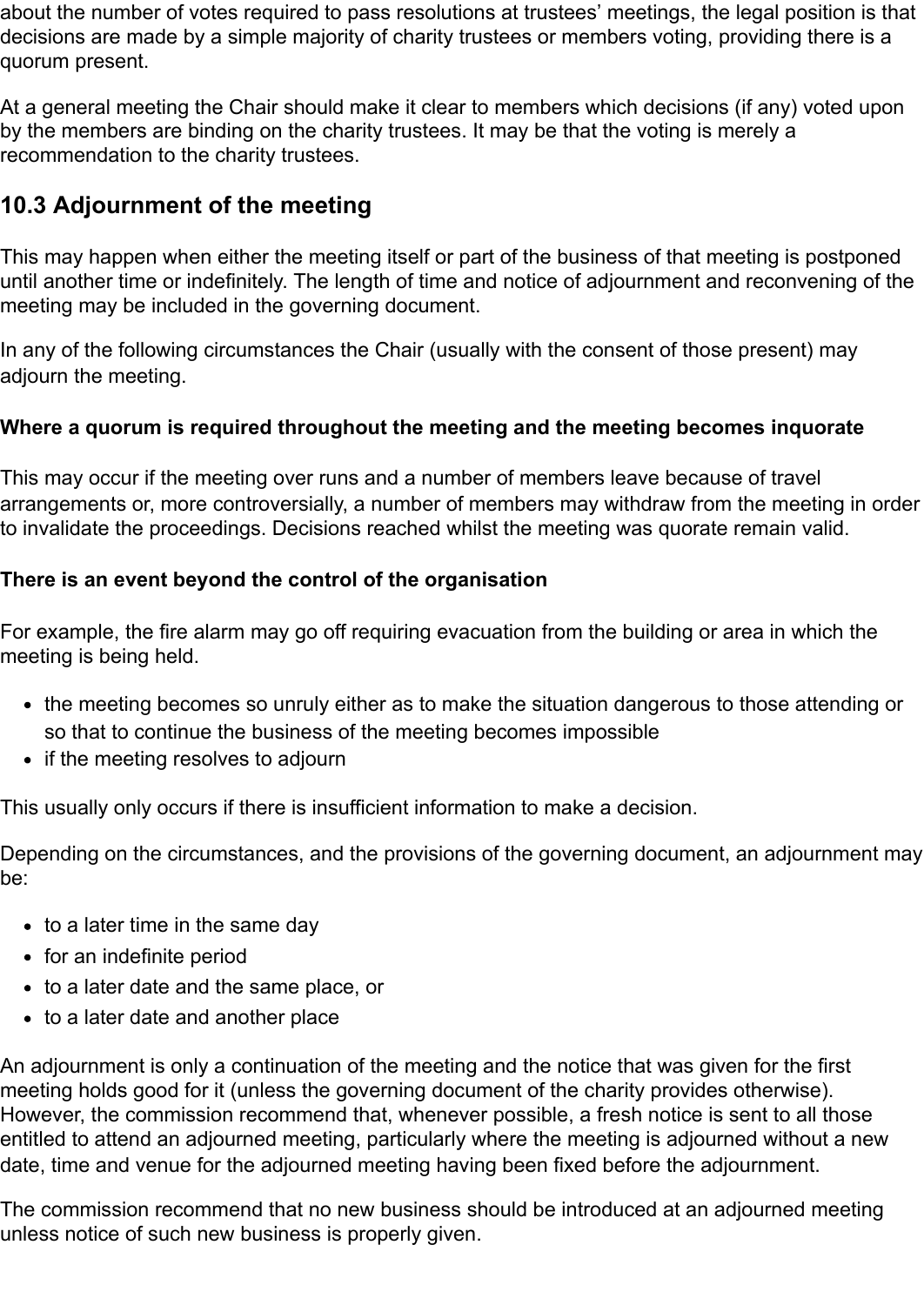about the number of votes required to pass resolutions at trustees' meetings, the legal position is that decisions are made by a simple majority of charity trustees or members voting, providing there is a quorum present.

At a general meeting the Chair should make it clear to members which decisions (if any) voted upon by the members are binding on the charity trustees. It may be that the voting is merely a recommendation to the charity trustees.

### 10.3 Adjournment of the meeting

This may happen when either the meeting itself or part of the business of that meeting is postponed until another time or indefinitely. The length of time and notice of adjournment and reconvening of the meeting may be included in the governing document.

In any of the following circumstances the Chair (usually with the consent of those present) may adjourn the meeting.

**Where a quorum is required throughout the meeting and the meeting becomes inquorate**

This may occur if the meeting over runs and a number of members leave because of travel arrangements or, more controversially, a number of members may withdraw from the meeting in order to invalidate the proceedings. Decisions reached whilst the meeting was quorate remain valid.

**There is an event beyond the control of the organisation**

For example, the fire alarm may go off requiring evacuation from the building or area in which the meeting is being held.

- the meeting becomes so unruly either as to make the situation dangerous to those attending or so that to continue the business of the meeting becomes impossible
- if the meeting resolves to adjourn

This usually only occurs if there is insufficient information to make a decision.

Depending on the circumstances, and the provisions of the governing document, an adjournment may be:

- to a later time in the same day
- for an indefinite period
- to a later date and the same place, or
- to a later date and another place

An adjournment is only a continuation of the meeting and the notice that was given for the first meeting holds good for it (unless the governing document of the charity provides otherwise). However, the commission recommend that, whenever possible, a fresh notice is sent to all those entitled to attend an adjourned meeting, particularly where the meeting is adjourned without a new date, time and venue for the adjourned meeting having been fixed before the adjournment.

The commission recommend that no new business should be introduced at an adjourned meeting unless notice of such new business is properly given.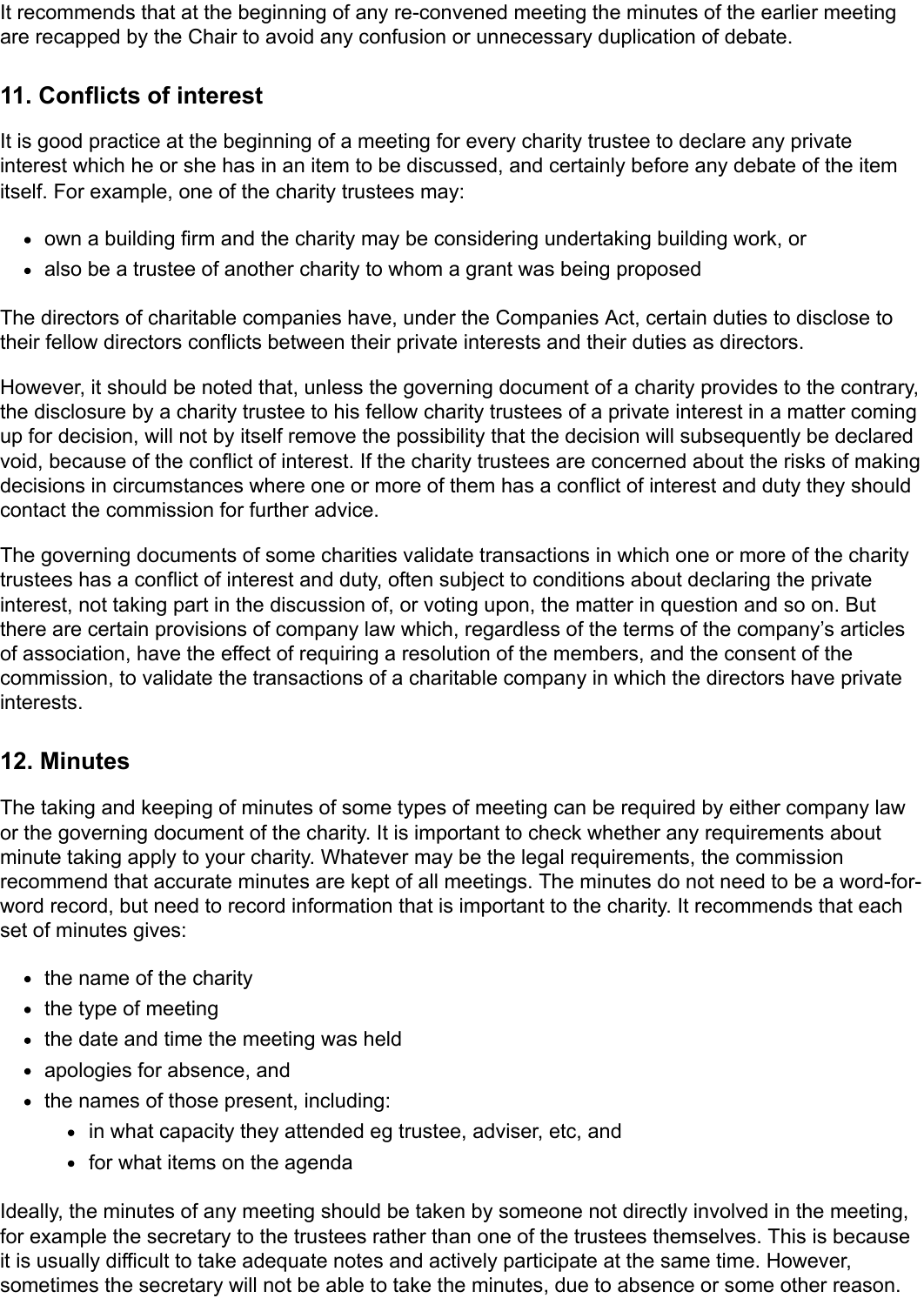It recommends that at the beginning of any re-convened meeting the minutes of the earlier meeting are recapped by the Chair to avoid any confusion or unnecessary duplication of debate.

## 11. Conflicts of interest

It is good practice at the beginning of a meeting for every charity trustee to declare any private interest which he or she has in an item to be discussed, and certainly before any debate of the item itself. For example, one of the charity trustees may:

- own a building firm and the charity may be considering undertaking building work, or
- also be a trustee of another charity to whom a grant was being proposed

The directors of charitable companies have, under the Companies Act, certain duties to disclose to their fellow directors conflicts between their private interests and their duties as directors.

However, it should be noted that, unless the governing document of a charity provides to the contrary, the disclosure by a charity trustee to his fellow charity trustees of a private interest in a matter coming up for decision, will not by itself remove the possibility that the decision will subsequently be declared void, because of the conflict of interest. If the charity trustees are concerned about the risks of making decisions in circumstances where one or more of them has a conflict of interest and duty they should contact the commission for further advice.

The governing documents of some charities validate transactions in which one or more of the charity trustees has a conflict of interest and duty, often subject to conditions about declaring the private interest, not taking part in the discussion of, or voting upon, the matter in question and so on. But there are certain provisions of company law which, regardless of the terms of the company's articles of association, have the effect of requiring a resolution of the members, and the consent of the commission, to validate the transactions of a charitable company in which the directors have private interests.

## 12. Minutes

The taking and keeping of minutes of some types of meeting can be required by either company law or the governing document of the charity. It is important to check whether any requirements about minute taking apply to your charity. Whatever may be the legal requirements, the commission recommend that accurate minutes are kept of all meetings. The minutes do not need to be a word-for-word record, but need to record information that is important to the charity. It recommends that each set of minutes gives:

- the name of the charity
- the type of meeting
- the date and time the meeting was held
- apologies for absence, and
- the names of those present, including:
  - in what capacity they attended eg trustee, adviser, etc, and
  - for what items on the agenda

Ideally, the minutes of any meeting should be taken by someone not directly involved in the meeting, for example the secretary to the trustees rather than one of the trustees themselves. This is because it is usually difficult to take adequate notes and actively participate at the same time. However, sometimes the secretary will not be able to take the minutes, due to absence or some other reason.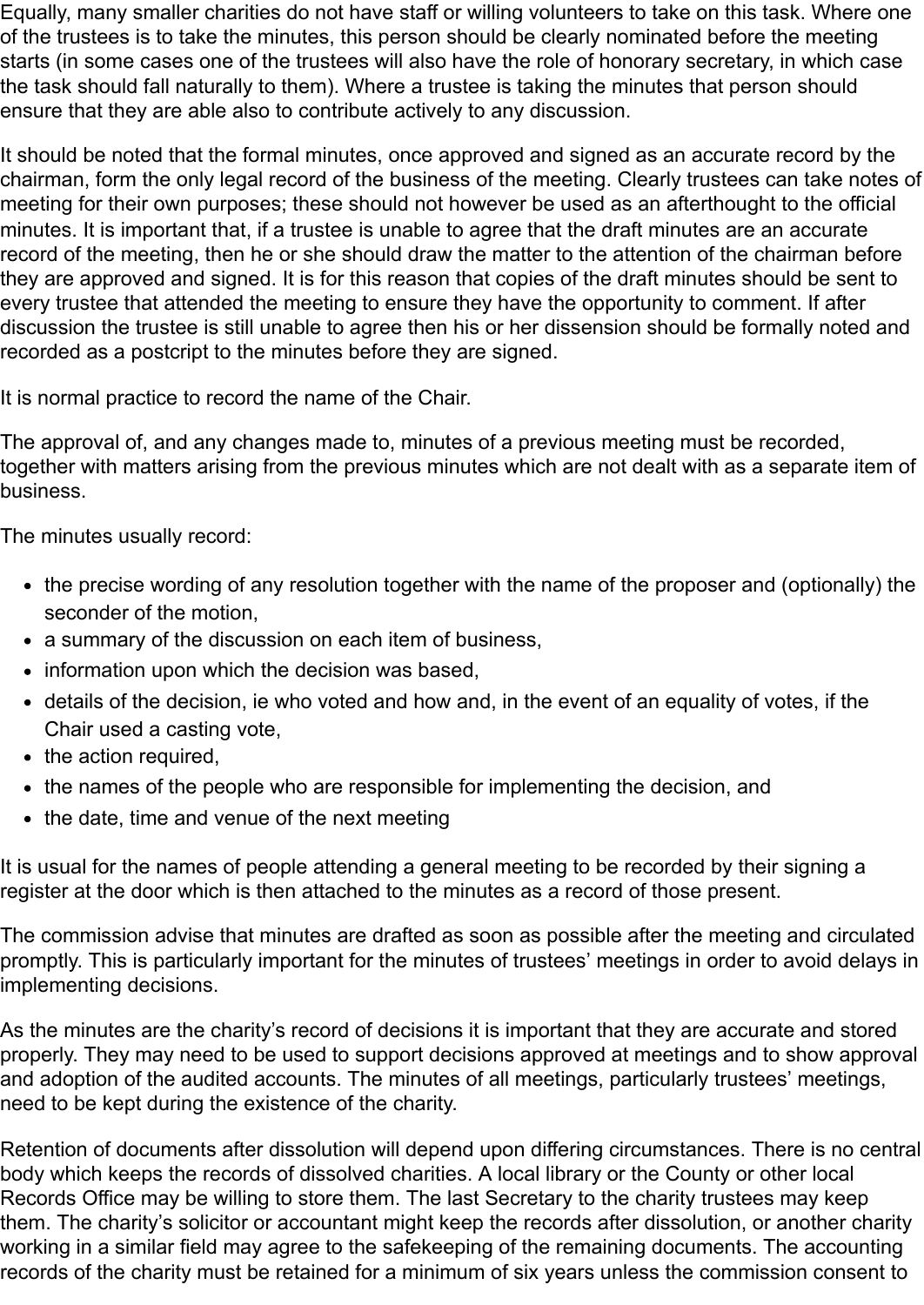Equally, many smaller charities do not have staff or willing volunteers to take on this task. Where one of the trustees is to take the minutes, this person should be clearly nominated before the meeting starts (in some cases one of the trustees will also have the role of honorary secretary, in which case the task should fall naturally to them). Where a trustee is taking the minutes that person should ensure that they are able also to contribute actively to any discussion.

It should be noted that the formal minutes, once approved and signed as an accurate record by the chairman, form the only legal record of the business of the meeting. Clearly trustees can take notes of meeting for their own purposes; these should not however be used as an afterthought to the official minutes. It is important that, if a trustee is unable to agree that the draft minutes are an accurate record of the meeting, then he or she should draw the matter to the attention of the chairman before they are approved and signed. It is for this reason that copies of the draft minutes should be sent to every trustee that attended the meeting to ensure they have the opportunity to comment. If after discussion the trustee is still unable to agree then his or her dissension should be formally noted and recorded as a postcript to the minutes before they are signed.

It is normal practice to record the name of the Chair.

The approval of, and any changes made to, minutes of a previous meeting must be recorded, together with matters arising from the previous minutes which are not dealt with as a separate item of business.

The minutes usually record:

- the precise wording of any resolution together with the name of the proposer and (optionally) the seconder of the motion,
- a summary of the discussion on each item of business,
- information upon which the decision was based,
- details of the decision, ie who voted and how and, in the event of an equality of votes, if the Chair used a casting vote,
- the action required,
- the names of the people who are responsible for implementing the decision, and
- the date, time and venue of the next meeting

It is usual for the names of people attending a general meeting to be recorded by their signing a register at the door which is then attached to the minutes as a record of those present.

The commission advise that minutes are drafted as soon as possible after the meeting and circulated promptly. This is particularly important for the minutes of trustees' meetings in order to avoid delays in implementing decisions.

As the minutes are the charity's record of decisions it is important that they are accurate and stored properly. They may need to be used to support decisions approved at meetings and to show approval and adoption of the audited accounts. The minutes of all meetings, particularly trustees' meetings, need to be kept during the existence of the charity.

Retention of documents after dissolution will depend upon differing circumstances. There is no central body which keeps the records of dissolved charities. A local library or the County or other local Records Office may be willing to store them. The last Secretary to the charity trustees may keep them. The charity's solicitor or accountant might keep the records after dissolution, or another charity working in a similar field may agree to the safekeeping of the remaining documents. The accounting records of the charity must be retained for a minimum of six years unless the commission consent to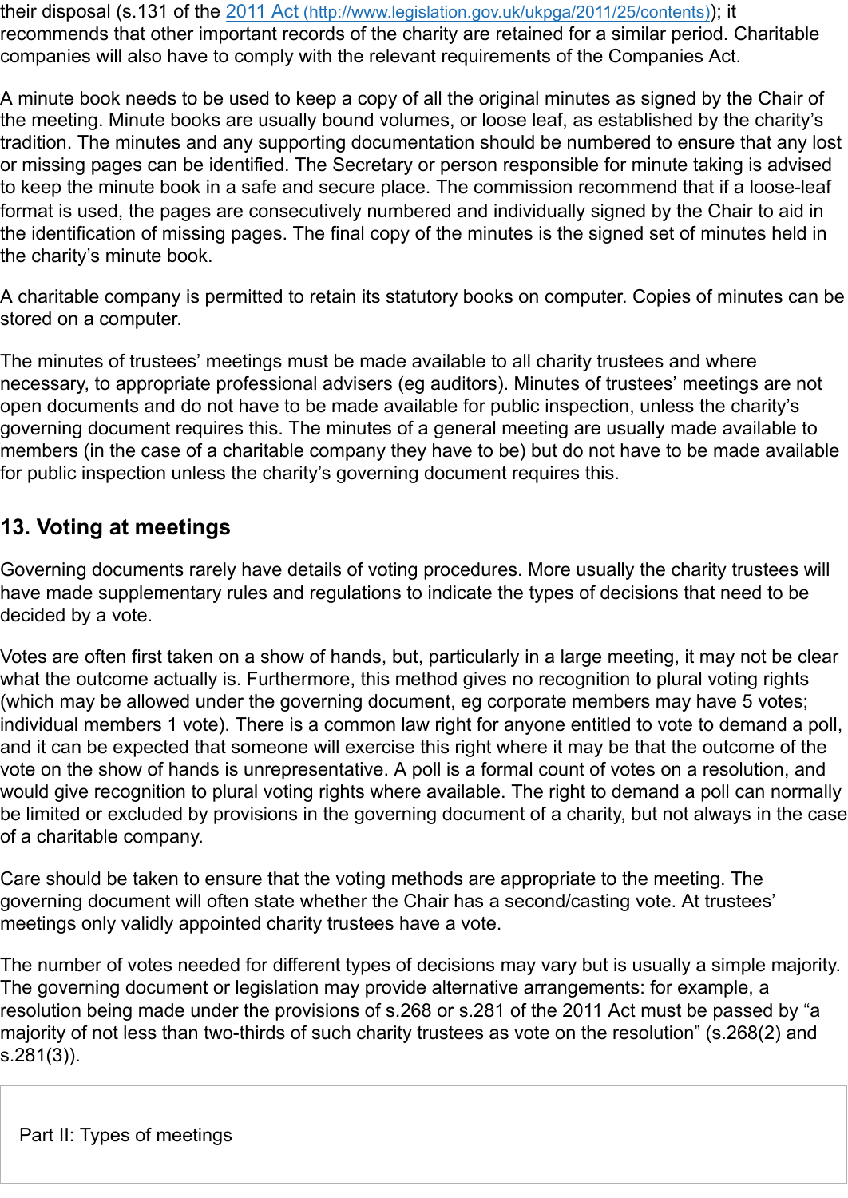their disposal (s.131 of the [2011 Act (http://www.legislation.gov.uk/ukpga/2011/25/contents)](http://www.legislation.gov.uk/ukpga/2011/25/contents)); it recommends that other important records of the charity are retained for a similar period. Charitable companies will also have to comply with the relevant requirements of the Companies Act.

A minute book needs to be used to keep a copy of all the original minutes as signed by the Chair of the meeting. Minute books are usually bound volumes, or loose leaf, as established by the charity's tradition. The minutes and any supporting documentation should be numbered to ensure that any lost or missing pages can be identified. The Secretary or person responsible for minute taking is advised to keep the minute book in a safe and secure place. The commission recommend that if a loose-leaf format is used, the pages are consecutively numbered and individually signed by the Chair to aid in the identification of missing pages. The final copy of the minutes is the signed set of minutes held in the charity's minute book.

A charitable company is permitted to retain its statutory books on computer. Copies of minutes can be stored on a computer.

The minutes of trustees' meetings must be made available to all charity trustees and where necessary, to appropriate professional advisers (eg auditors). Minutes of trustees' meetings are not open documents and do not have to be made available for public inspection, unless the charity's governing document requires this. The minutes of a general meeting are usually made available to members (in the case of a charitable company they have to be) but do not have to be made available for public inspection unless the charity's governing document requires this.

## 13. Voting at meetings

Governing documents rarely have details of voting procedures. More usually the charity trustees will have made supplementary rules and regulations to indicate the types of decisions that need to be decided by a vote.

Votes are often first taken on a show of hands, but, particularly in a large meeting, it may not be clear what the outcome actually is. Furthermore, this method gives no recognition to plural voting rights (which may be allowed under the governing document, eg corporate members may have 5 votes; individual members 1 vote). There is a common law right for anyone entitled to vote to demand a poll, and it can be expected that someone will exercise this right where it may be that the outcome of the vote on the show of hands is unrepresentative. A poll is a formal count of votes on a resolution, and would give recognition to plural voting rights where available. The right to demand a poll can normally be limited or excluded by provisions in the governing document of a charity, but not always in the case of a charitable company.

Care should be taken to ensure that the voting methods are appropriate to the meeting. The governing document will often state whether the Chair has a second/casting vote. At trustees' meetings only validly appointed charity trustees have a vote.

The number of votes needed for different types of decisions may vary but is usually a simple majority. The governing document or legislation may provide alternative arrangements: for example, a resolution being made under the provisions of s.268 or s.281 of the 2011 Act must be passed by "a majority of not less than two-thirds of such charity trustees as vote on the resolution" (s.268(2) and s.281(3)).

Part II: Types of meetings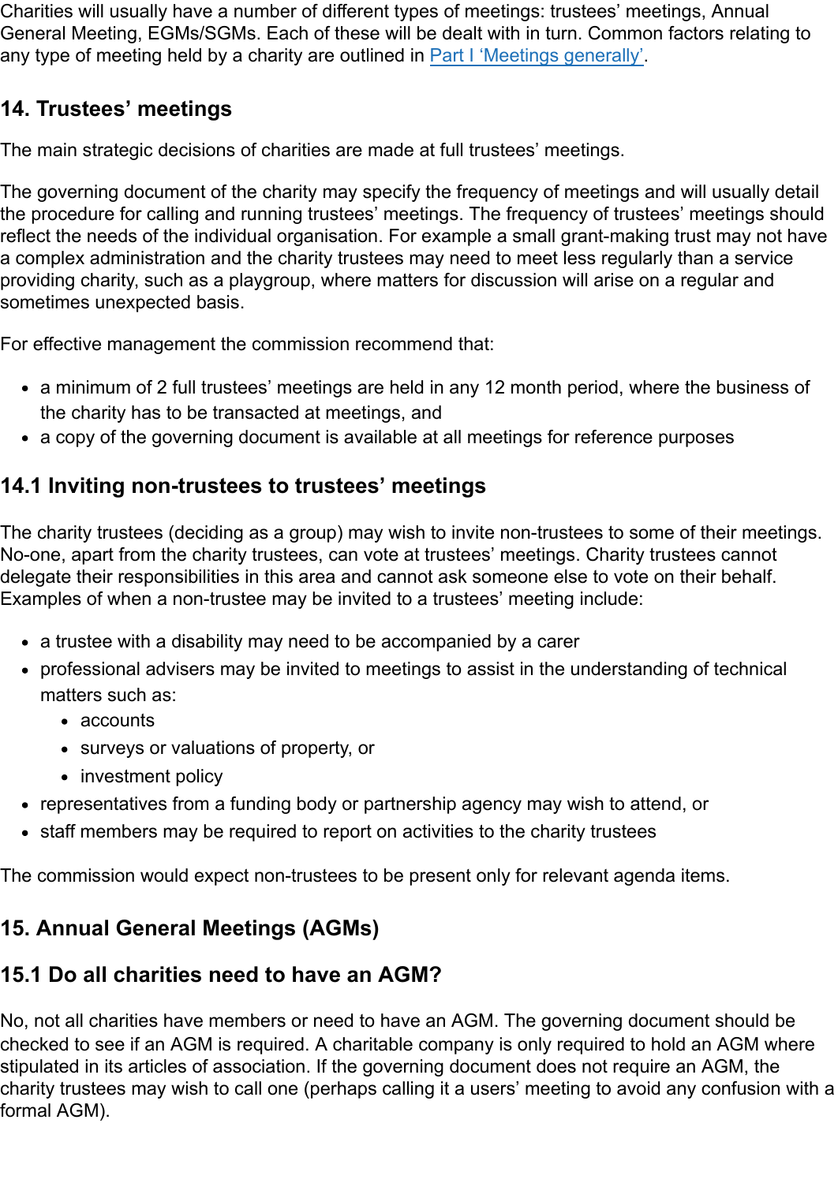Charities will usually have a number of different types of meetings: trustees' meetings, Annual General Meeting, EGMs/SGMs. Each of these will be dealt with in turn. Common factors relating to any type of meeting held by a charity are outlined in [Part I 'Meetings generally'].

## 14. Trustees' meetings

The main strategic decisions of charities are made at full trustees' meetings.

The governing document of the charity may specify the frequency of meetings and will usually detail the procedure for calling and running trustees' meetings. The frequency of trustees' meetings should reflect the needs of the individual organisation. For example a small grant-making trust may not have a complex administration and the charity trustees may need to meet less regularly than a service providing charity, such as a playgroup, where matters for discussion will arise on a regular and sometimes unexpected basis.

For effective management the commission recommend that:

- a minimum of 2 full trustees' meetings are held in any 12 month period, where the business of the charity has to be transacted at meetings, and
- a copy of the governing document is available at all meetings for reference purposes

## 14.1 Inviting non-trustees to trustees' meetings

The charity trustees (deciding as a group) may wish to invite non-trustees to some of their meetings. No-one, apart from the charity trustees, can vote at trustees' meetings. Charity trustees cannot delegate their responsibilities in this area and cannot ask someone else to vote on their behalf. Examples of when a non-trustee may be invited to a trustees' meeting include:

- a trustee with a disability may need to be accompanied by a carer
- professional advisers may be invited to meetings to assist in the understanding of technical matters such as:
  - accounts
  - surveys or valuations of property, or
  - investment policy
- representatives from a funding body or partnership agency may wish to attend, or
- staff members may be required to report on activities to the charity trustees

The commission would expect non-trustees to be present only for relevant agenda items.

## 15. Annual General Meetings (AGMs)

## 15.1 Do all charities need to have an AGM?

No, not all charities have members or need to have an AGM. The governing document should be checked to see if an AGM is required. A charitable company is only required to hold an AGM where stipulated in its articles of association. If the governing document does not require an AGM, the charity trustees may wish to call one (perhaps calling it a users' meeting to avoid any confusion with a formal AGM).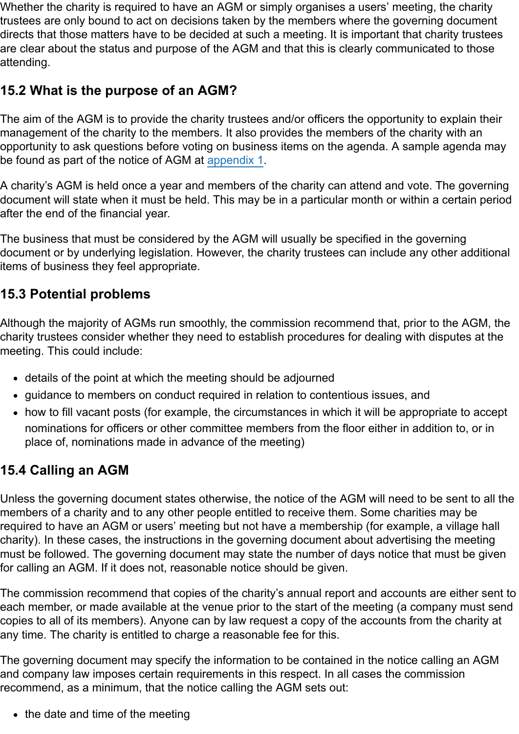Whether the charity is required to have an AGM or simply organises a users' meeting, the charity trustees are only bound to act on decisions taken by the members where the governing document directs that those matters have to be decided at such a meeting. It is important that charity trustees are clear about the status and purpose of the AGM and that this is clearly communicated to those attending.

## 15.2 What is the purpose of an AGM?

The aim of the AGM is to provide the charity trustees and/or officers the opportunity to explain their management of the charity to the members. It also provides the members of the charity with an opportunity to ask questions before voting on business items on the agenda. A sample agenda may be found as part of the notice of AGM at appendix 1.

A charity's AGM is held once a year and members of the charity can attend and vote. The governing document will state when it must be held. This may be in a particular month or within a certain period after the end of the financial year.

The business that must be considered by the AGM will usually be specified in the governing document or by underlying legislation. However, the charity trustees can include any other additional items of business they feel appropriate.

## 15.3 Potential problems

Although the majority of AGMs run smoothly, the commission recommend that, prior to the AGM, the charity trustees consider whether they need to establish procedures for dealing with disputes at the meeting. This could include:

- details of the point at which the meeting should be adjourned
- guidance to members on conduct required in relation to contentious issues, and
- how to fill vacant posts (for example, the circumstances in which it will be appropriate to accept nominations for officers or other committee members from the floor either in addition to, or in place of, nominations made in advance of the meeting)

## 15.4 Calling an AGM

Unless the governing document states otherwise, the notice of the AGM will need to be sent to all the members of a charity and to any other people entitled to receive them. Some charities may be required to have an AGM or users' meeting but not have a membership (for example, a village hall charity). In these cases, the instructions in the governing document about advertising the meeting must be followed. The governing document may state the number of days notice that must be given for calling an AGM. If it does not, reasonable notice should be given.

The commission recommend that copies of the charity's annual report and accounts are either sent to each member, or made available at the venue prior to the start of the meeting (a company must send copies to all of its members). Anyone can by law request a copy of the accounts from the charity at any time. The charity is entitled to charge a reasonable fee for this.

The governing document may specify the information to be contained in the notice calling an AGM and company law imposes certain requirements in this respect. In all cases the commission recommend, as a minimum, that the notice calling the AGM sets out:

- the date and time of the meeting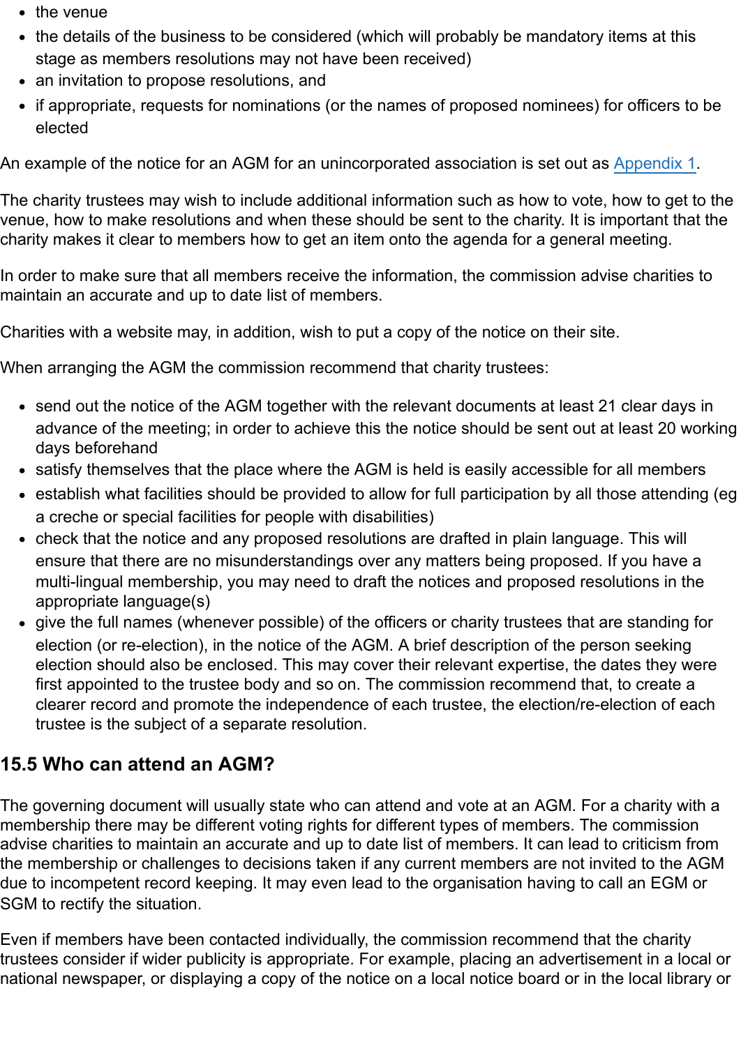- the venue
- the details of the business to be considered (which will probably be mandatory items at this stage as members resolutions may not have been received)
- an invitation to propose resolutions, and
- if appropriate, requests for nominations (or the names of proposed nominees) for officers to be elected

An example of the notice for an AGM for an unincorporated association is set out as [Appendix 1](#).

The charity trustees may wish to include additional information such as how to vote, how to get to the venue, how to make resolutions and when these should be sent to the charity. It is important that the charity makes it clear to members how to get an item onto the agenda for a general meeting.

In order to make sure that all members receive the information, the commission advise charities to maintain an accurate and up to date list of members.

Charities with a website may, in addition, wish to put a copy of the notice on their site.

When arranging the AGM the commission recommend that charity trustees:

- send out the notice of the AGM together with the relevant documents at least 21 clear days in advance of the meeting; in order to achieve this the notice should be sent out at least 20 working days beforehand
- satisfy themselves that the place where the AGM is held is easily accessible for all members
- establish what facilities should be provided to allow for full participation by all those attending (eg a creche or special facilities for people with disabilities)
- check that the notice and any proposed resolutions are drafted in plain language. This will ensure that there are no misunderstandings over any matters being proposed. If you have a multi-lingual membership, you may need to draft the notices and proposed resolutions in the appropriate language(s)
- give the full names (whenever possible) of the officers or charity trustees that are standing for election (or re-election), in the notice of the AGM. A brief description of the person seeking election should also be enclosed. This may cover their relevant expertise, the dates they were first appointed to the trustee body and so on. The commission recommend that, to create a clearer record and promote the independence of each trustee, the election/re-election of each trustee is the subject of a separate resolution.

### 15.5 Who can attend an AGM?

The governing document will usually state who can attend and vote at an AGM. For a charity with a membership there may be different voting rights for different types of members. The commission advise charities to maintain an accurate and up to date list of members. It can lead to criticism from the membership or challenges to decisions taken if any current members are not invited to the AGM due to incompetent record keeping. It may even lead to the organisation having to call an EGM or SGM to rectify the situation.

Even if members have been contacted individually, the commission recommend that the charity trustees consider if wider publicity is appropriate. For example, placing an advertisement in a local or national newspaper, or displaying a copy of the notice on a local notice board or in the local library or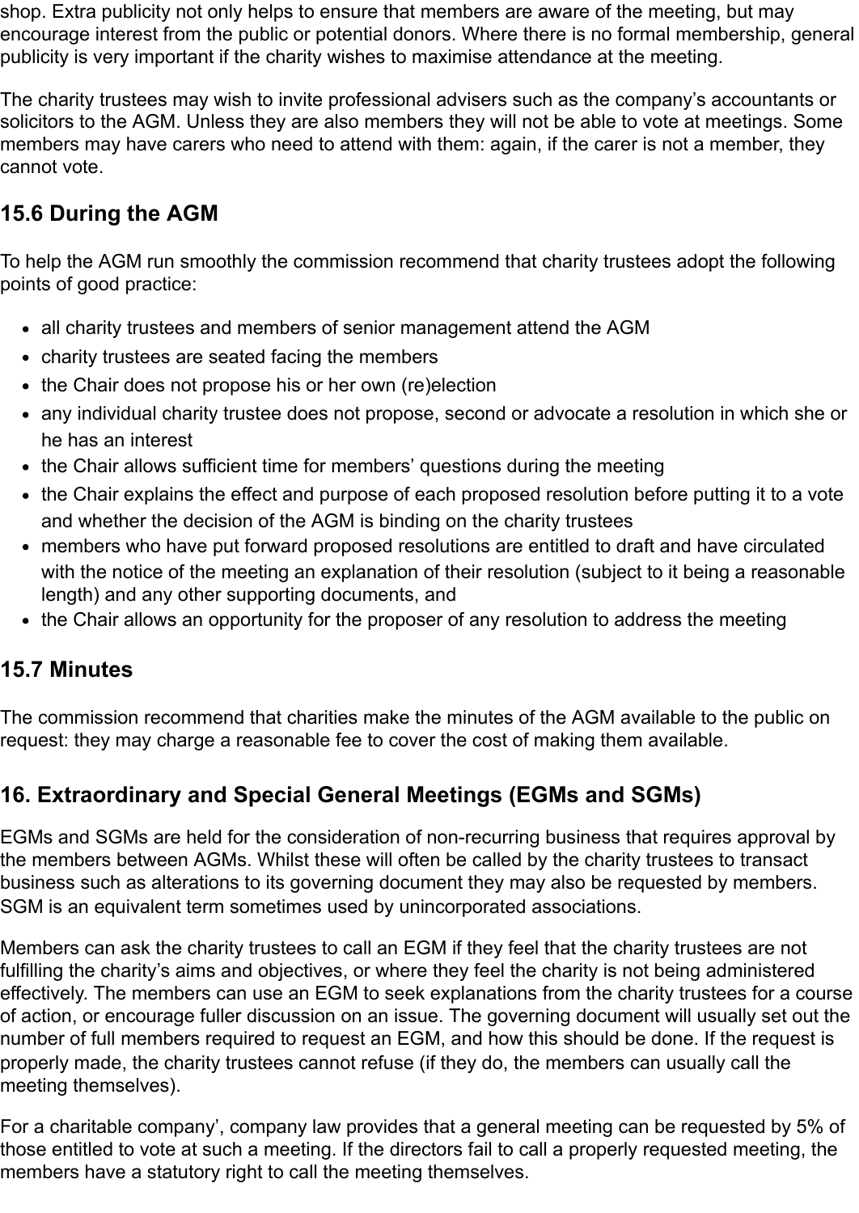shop. Extra publicity not only helps to ensure that members are aware of the meeting, but may encourage interest from the public or potential donors. Where there is no formal membership, general publicity is very important if the charity wishes to maximise attendance at the meeting.

The charity trustees may wish to invite professional advisers such as the company's accountants or solicitors to the AGM. Unless they are also members they will not be able to vote at meetings. Some members may have carers who need to attend with them: again, if the carer is not a member, they cannot vote.

### 15.6 During the AGM

To help the AGM run smoothly the commission recommend that charity trustees adopt the following points of good practice:

- all charity trustees and members of senior management attend the AGM
- charity trustees are seated facing the members
- the Chair does not propose his or her own (re)election
- any individual charity trustee does not propose, second or advocate a resolution in which she or he has an interest
- the Chair allows sufficient time for members' questions during the meeting
- the Chair explains the effect and purpose of each proposed resolution before putting it to a vote and whether the decision of the AGM is binding on the charity trustees
- members who have put forward proposed resolutions are entitled to draft and have circulated with the notice of the meeting an explanation of their resolution (subject to it being a reasonable length) and any other supporting documents, and
- the Chair allows an opportunity for the proposer of any resolution to address the meeting

### 15.7 Minutes

The commission recommend that charities make the minutes of the AGM available to the public on request: they may charge a reasonable fee to cover the cost of making them available.

## 16. Extraordinary and Special General Meetings (EGMs and SGMs)

EGMs and SGMs are held for the consideration of non-recurring business that requires approval by the members between AGMs. Whilst these will often be called by the charity trustees to transact business such as alterations to its governing document they may also be requested by members. SGM is an equivalent term sometimes used by unincorporated associations.

Members can ask the charity trustees to call an EGM if they feel that the charity trustees are not fulfilling the charity's aims and objectives, or where they feel the charity is not being administered effectively. The members can use an EGM to seek explanations from the charity trustees for a course of action, or encourage fuller discussion on an issue. The governing document will usually set out the number of full members required to request an EGM, and how this should be done. If the request is properly made, the charity trustees cannot refuse (if they do, the members can usually call the meeting themselves).

For a charitable company', company law provides that a general meeting can be requested by 5% of those entitled to vote at such a meeting. If the directors fail to call a properly requested meeting, the members have a statutory right to call the meeting themselves.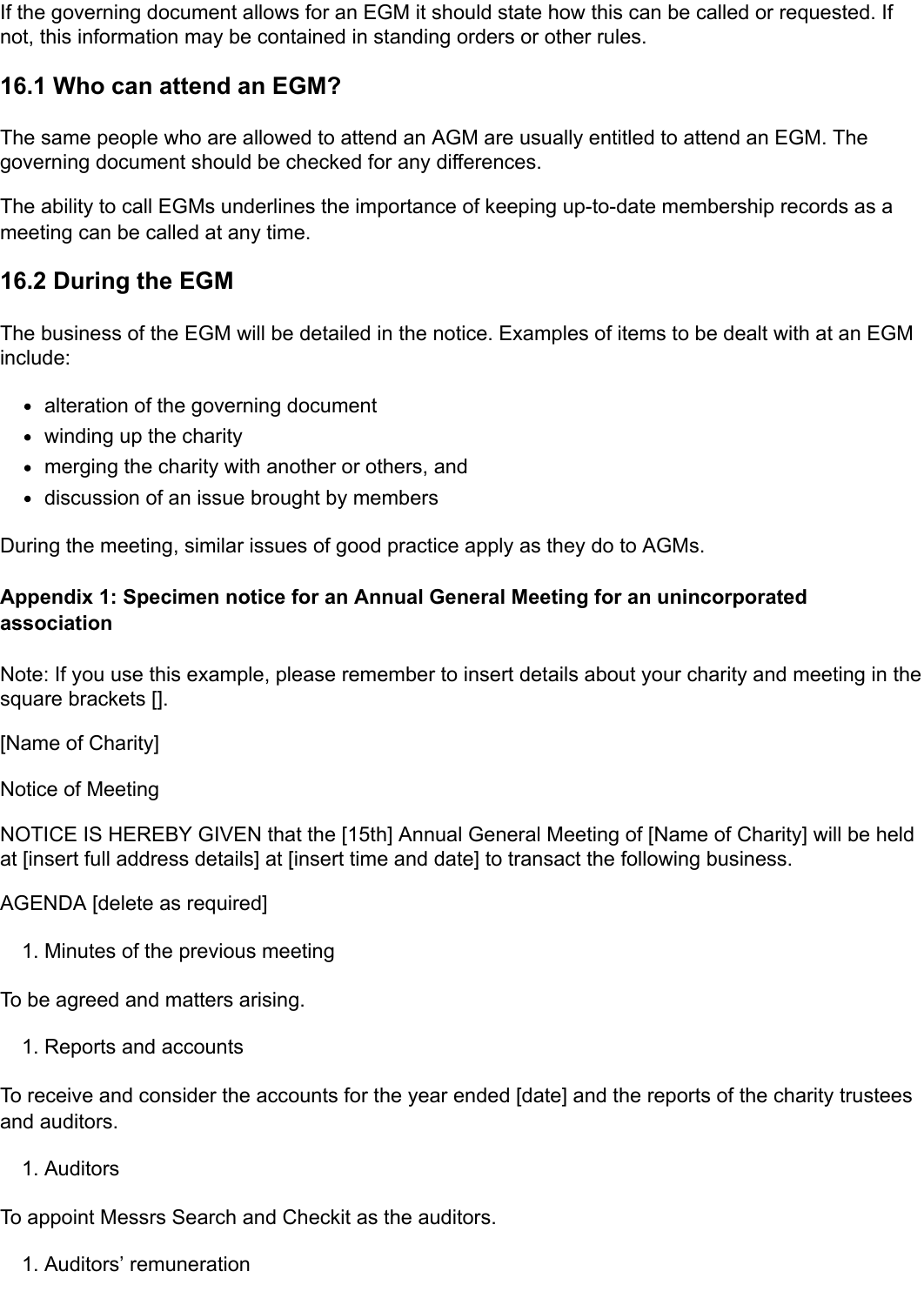If the governing document allows for an EGM it should state how this can be called or requested. If not, this information may be contained in standing orders or other rules.

### 16.1 Who can attend an EGM?

The same people who are allowed to attend an AGM are usually entitled to attend an EGM. The governing document should be checked for any differences.

The ability to call EGMs underlines the importance of keeping up-to-date membership records as a meeting can be called at any time.

### 16.2 During the EGM

The business of the EGM will be detailed in the notice. Examples of items to be dealt with at an EGM include:

- alteration of the governing document
- winding up the charity
- merging the charity with another or others, and
- discussion of an issue brought by members

During the meeting, similar issues of good practice apply as they do to AGMs.

**Appendix 1: Specimen notice for an Annual General Meeting for an unincorporated association**

Note: If you use this example, please remember to insert details about your charity and meeting in the square brackets [].

[Name of Charity]

Notice of Meeting

NOTICE IS HEREBY GIVEN that the [15th] Annual General Meeting of [Name of Charity] will be held at [insert full address details] at [insert time and date] to transact the following business.

AGENDA [delete as required]

1. Minutes of the previous meeting

To be agreed and matters arising.

1. Reports and accounts

To receive and consider the accounts for the year ended [date] and the reports of the charity trustees and auditors.

1. Auditors

To appoint Messrs Search and Checkit as the auditors.

1. Auditors' remuneration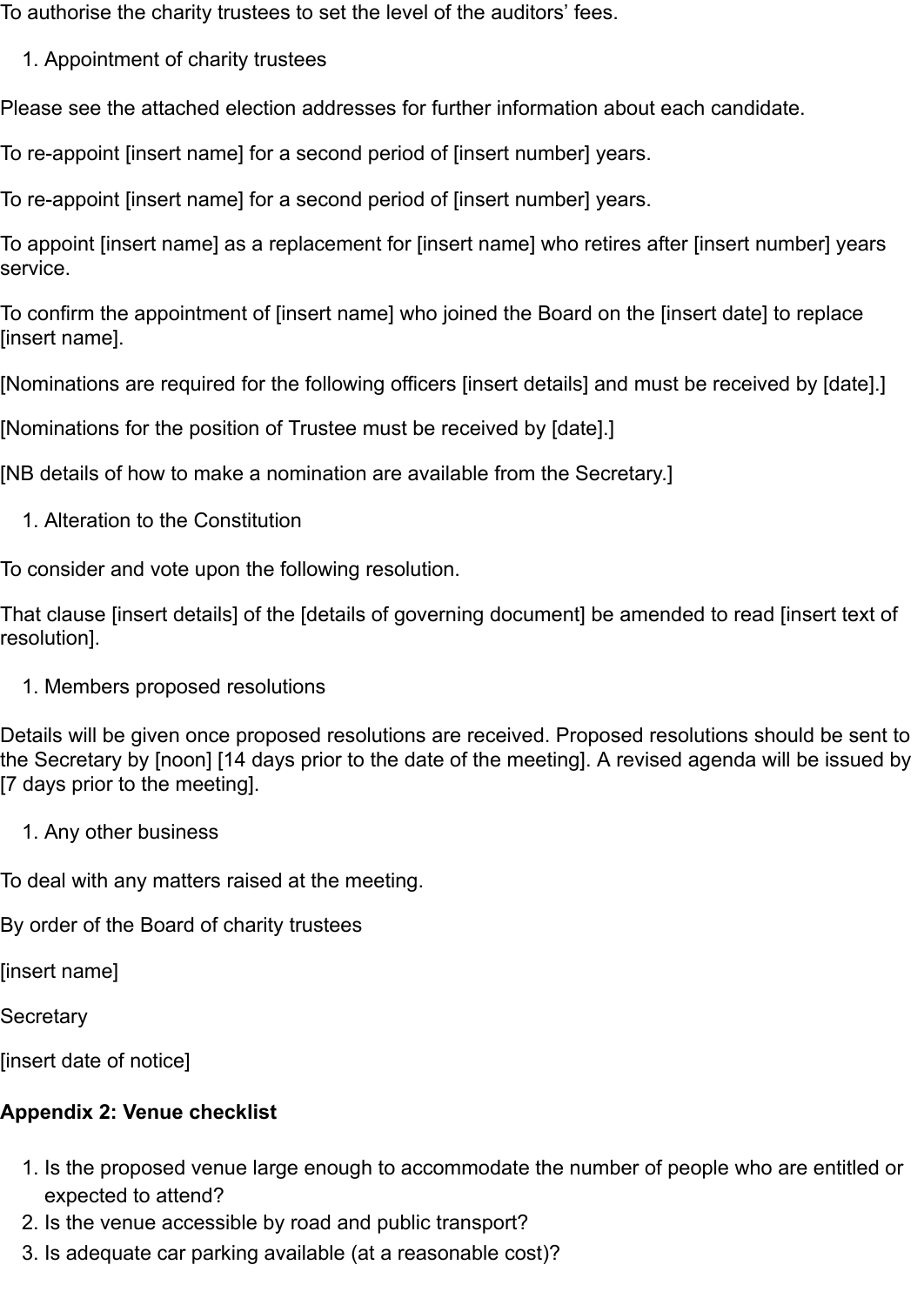To authorise the charity trustees to set the level of the auditors' fees.

1. Appointment of charity trustees

Please see the attached election addresses for further information about each candidate.

To re-appoint [insert name] for a second period of [insert number] years.

To re-appoint [insert name] for a second period of [insert number] years.

To appoint [insert name] as a replacement for [insert name] who retires after [insert number] years service.

To confirm the appointment of [insert name] who joined the Board on the [insert date] to replace [insert name].

[Nominations are required for the following officers [insert details] and must be received by [date].]

[Nominations for the position of Trustee must be received by [date].]

[NB details of how to make a nomination are available from the Secretary.]

1. Alteration to the Constitution

To consider and vote upon the following resolution.

That clause [insert details] of the [details of governing document] be amended to read [insert text of resolution].

1. Members proposed resolutions

Details will be given once proposed resolutions are received. Proposed resolutions should be sent to the Secretary by [noon] [14 days prior to the date of the meeting]. A revised agenda will be issued by [7 days prior to the meeting].

1. Any other business

To deal with any matters raised at the meeting.

By order of the Board of charity trustees

[insert name]

Secretary

[insert date of notice]

**Appendix 2: Venue checklist**

1. Is the proposed venue large enough to accommodate the number of people who are entitled or expected to attend?
2. Is the venue accessible by road and public transport?
3. Is adequate car parking available (at a reasonable cost)?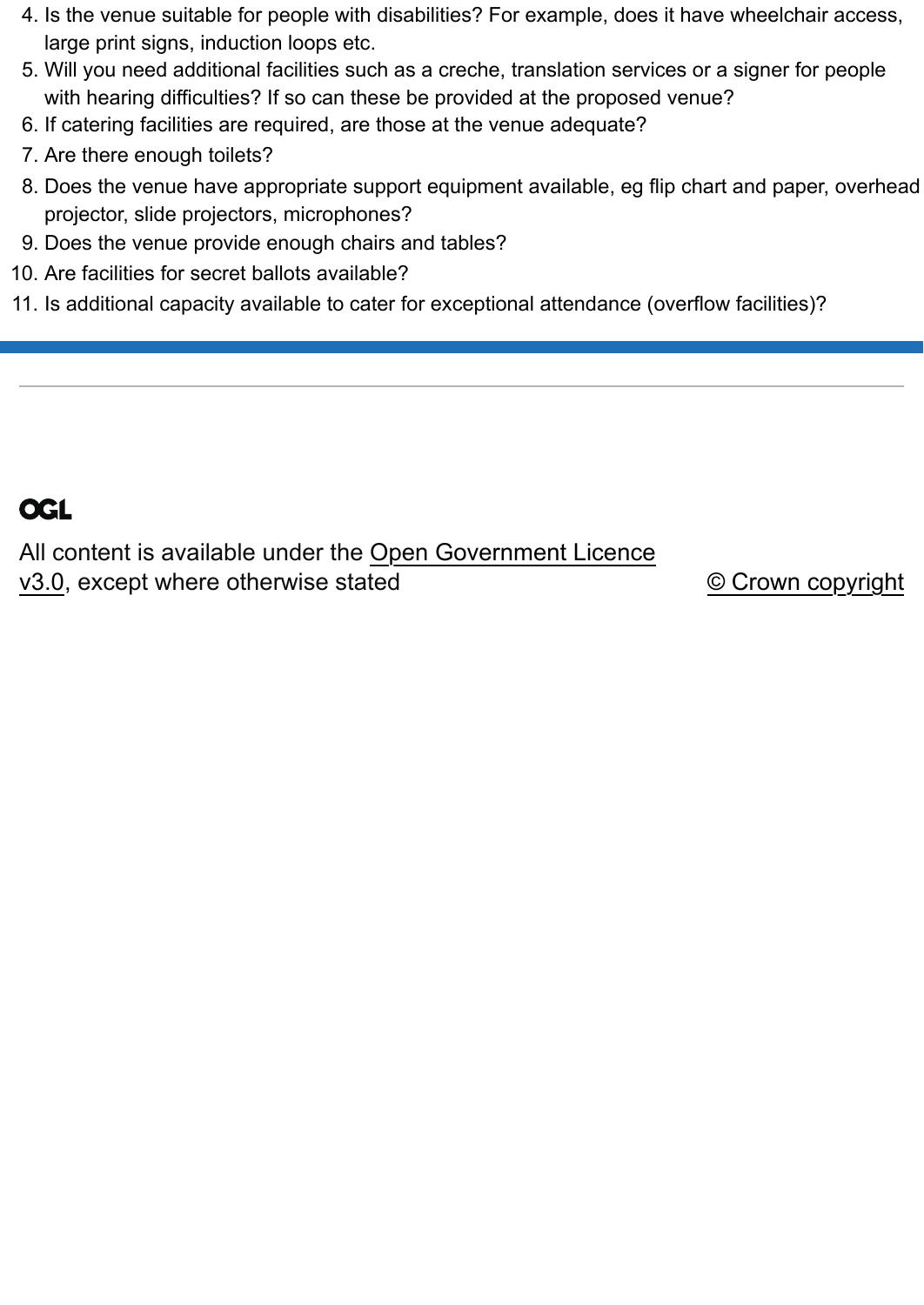4. Is the venue suitable for people with disabilities? For example, does it have wheelchair access, large print signs, induction loops etc.
5. Will you need additional facilities such as a creche, translation services or a signer for people with hearing difficulties? If so can these be provided at the proposed venue?
6. If catering facilities are required, are those at the venue adequate?
7. Are there enough toilets?
8. Does the venue have appropriate support equipment available, eg flip chart and paper, overhead projector, slide projectors, microphones?
9. Does the venue provide enough chairs and tables?
10. Are facilities for secret ballots available?
11. Is additional capacity available to cater for exceptional attendance (overflow facilities)?

---

OGL

All content is available under the Open Government Licence v3.0, except where otherwise stated

© Crown copyright